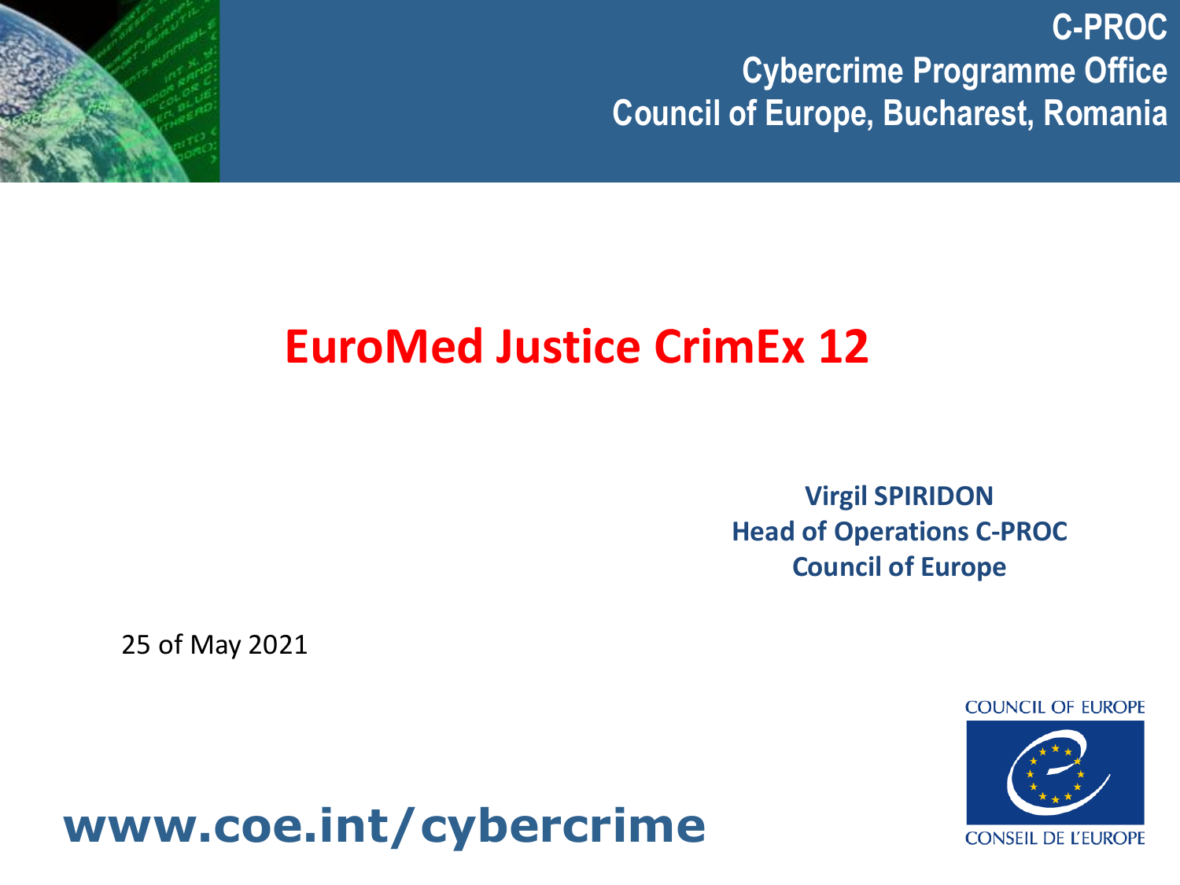**C-PROC**
**Cybercrime Programme Office**
**Council of Europe, Bucharest, Romania**

# EuroMed Justice CrimEx 12

**Virgil SPIRIDON**
**Head of Operations C-PROC**
**Council of Europe**

25 of May 2021

COUNCIL OF EUROPE
CONSEIL DE L'EUROPE

**www.coe.int/cybercrime**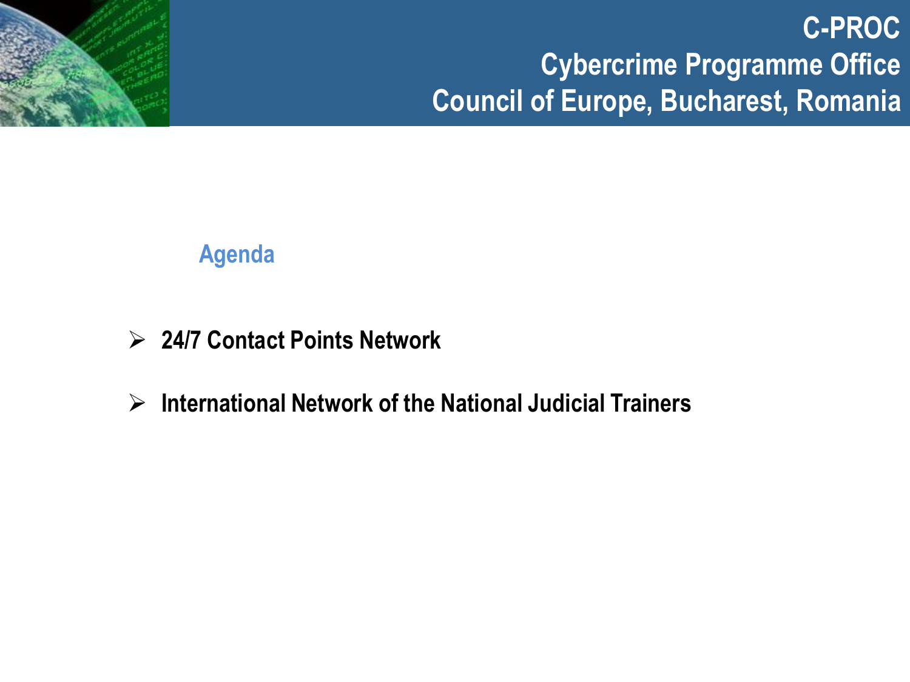## Agenda

- **24/7 Contact Points Network**
- **International Network of the National Judicial Trainers**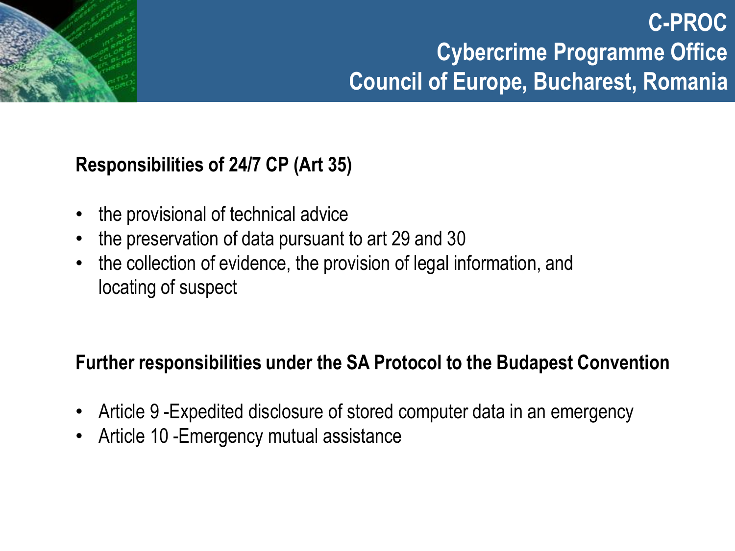## Responsibilities of 24/7 CP (Art 35)

- the provisional of technical advice
- the preservation of data pursuant to art 29 and 30
- the collection of evidence, the provision of legal information, and locating of suspect

## Further responsibilities under the SA Protocol to the Budapest Convention

- Article 9 -Expedited disclosure of stored computer data in an emergency
- Article 10 -Emergency mutual assistance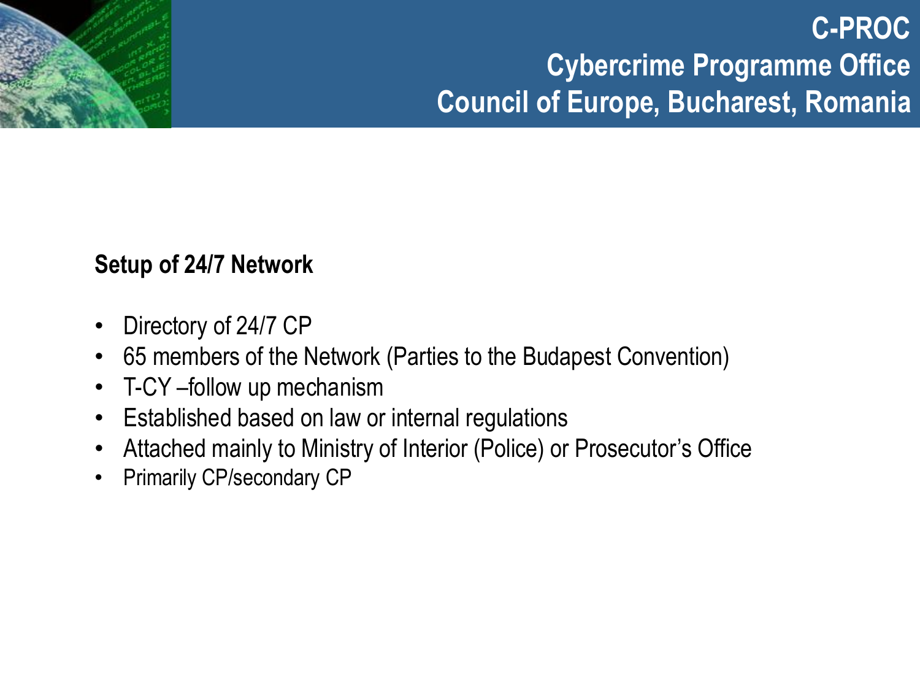**Setup of 24/7 Network**

- Directory of 24/7 CP
- 65 members of the Network (Parties to the Budapest Convention)
- T-CY –follow up mechanism
- Established based on law or internal regulations
- Attached mainly to Ministry of Interior (Police) or Prosecutor's Office
- Primarily CP/secondary CP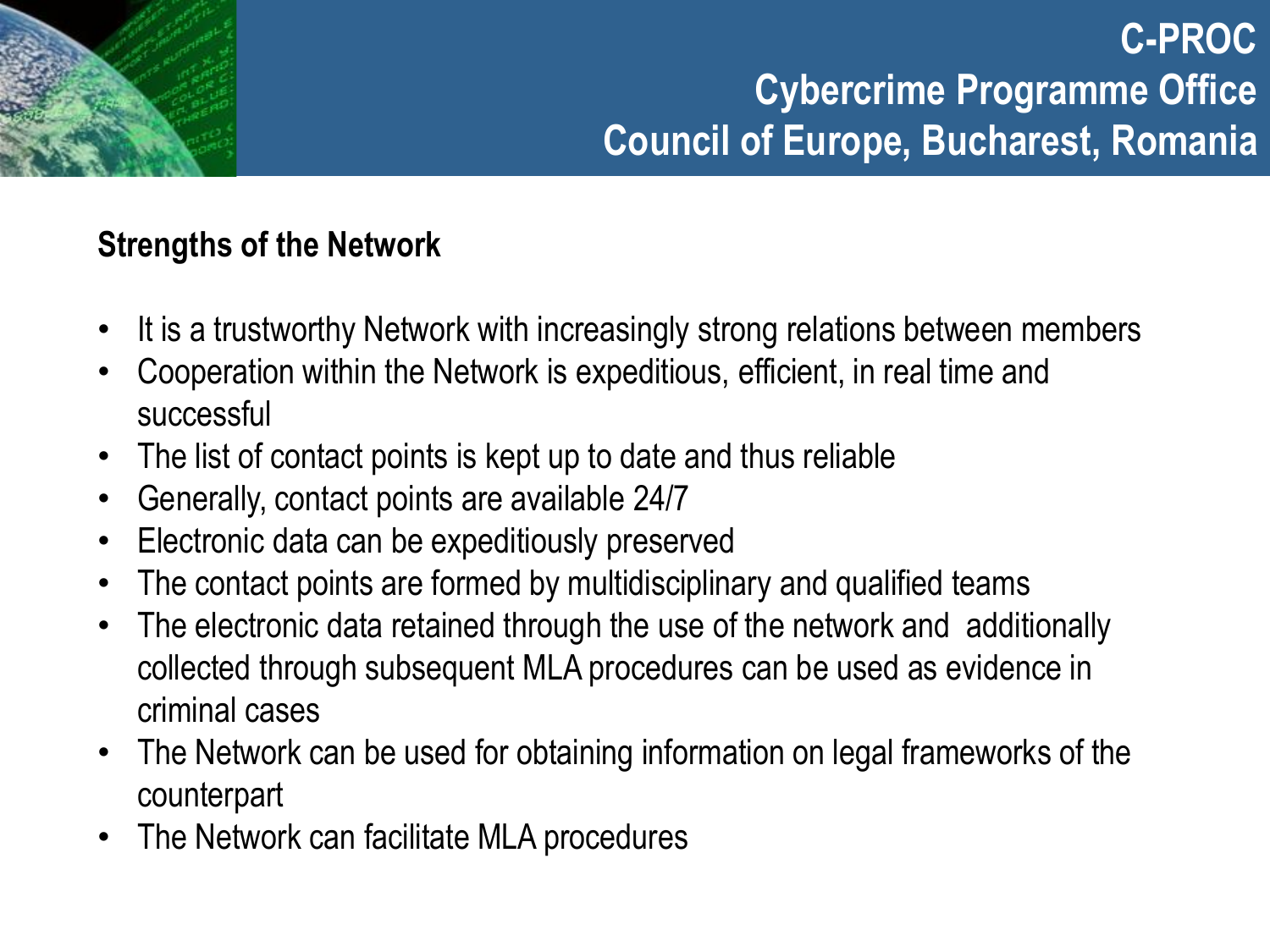## Strengths of the Network

- It is a trustworthy Network with increasingly strong relations between members
- Cooperation within the Network is expeditious, efficient, in real time and successful
- The list of contact points is kept up to date and thus reliable
- Generally, contact points are available 24/7
- Electronic data can be expeditiously preserved
- The contact points are formed by multidisciplinary and qualified teams
- The electronic data retained through the use of the network and additionally collected through subsequent MLA procedures can be used as evidence in criminal cases
- The Network can be used for obtaining information on legal frameworks of the counterpart
- The Network can facilitate MLA procedures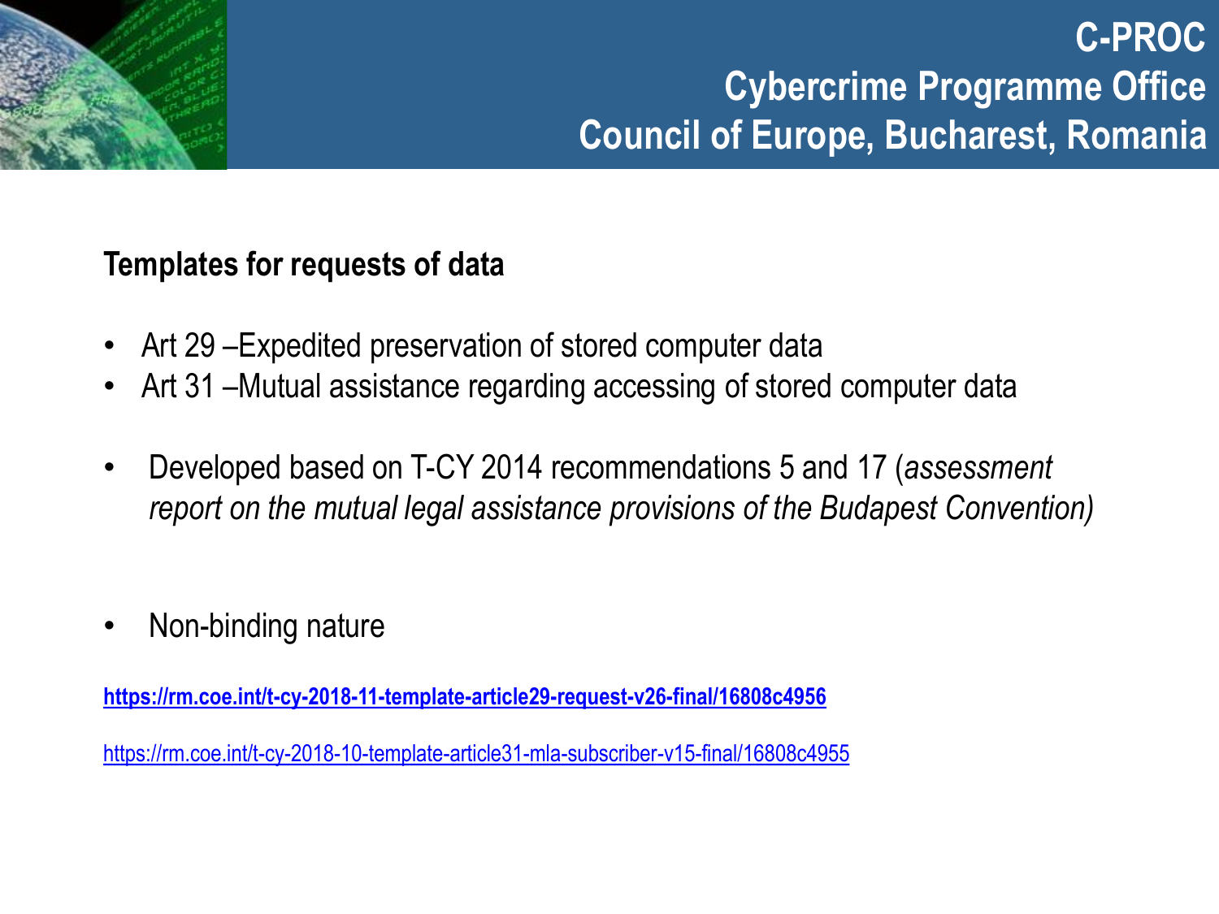## Templates for requests of data

- Art 29 –Expedited preservation of stored computer data
- Art 31 –Mutual assistance regarding accessing of stored computer data

- Developed based on T-CY 2014 recommendations 5 and 17 (*assessment report on the mutual legal assistance provisions of the Budapest Convention)*

- Non-binding nature

**https://rm.coe.int/t-cy-2018-11-template-article29-request-v26-final/16808c4956**

https://rm.coe.int/t-cy-2018-10-template-article31-mla-subscriber-v15-final/16808c4955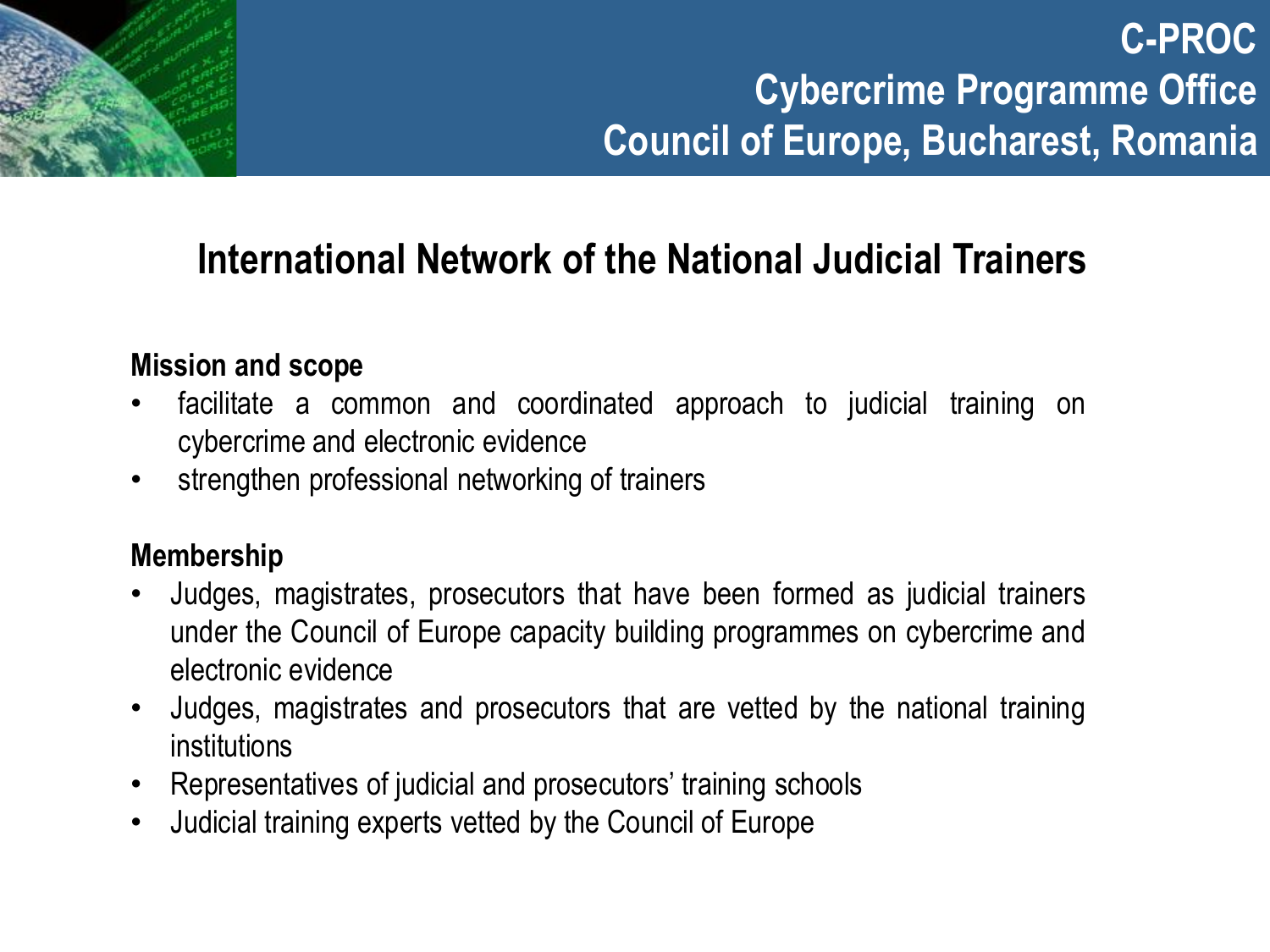**C-PROC**
**Cybercrime Programme Office**
**Council of Europe, Bucharest, Romania**

# International Network of the National Judicial Trainers

**Mission and scope**

- facilitate a common and coordinated approach to judicial training on cybercrime and electronic evidence
- strengthen professional networking of trainers

**Membership**

- Judges, magistrates, prosecutors that have been formed as judicial trainers under the Council of Europe capacity building programmes on cybercrime and electronic evidence
- Judges, magistrates and prosecutors that are vetted by the national training institutions
- Representatives of judicial and prosecutors' training schools
- Judicial training experts vetted by the Council of Europe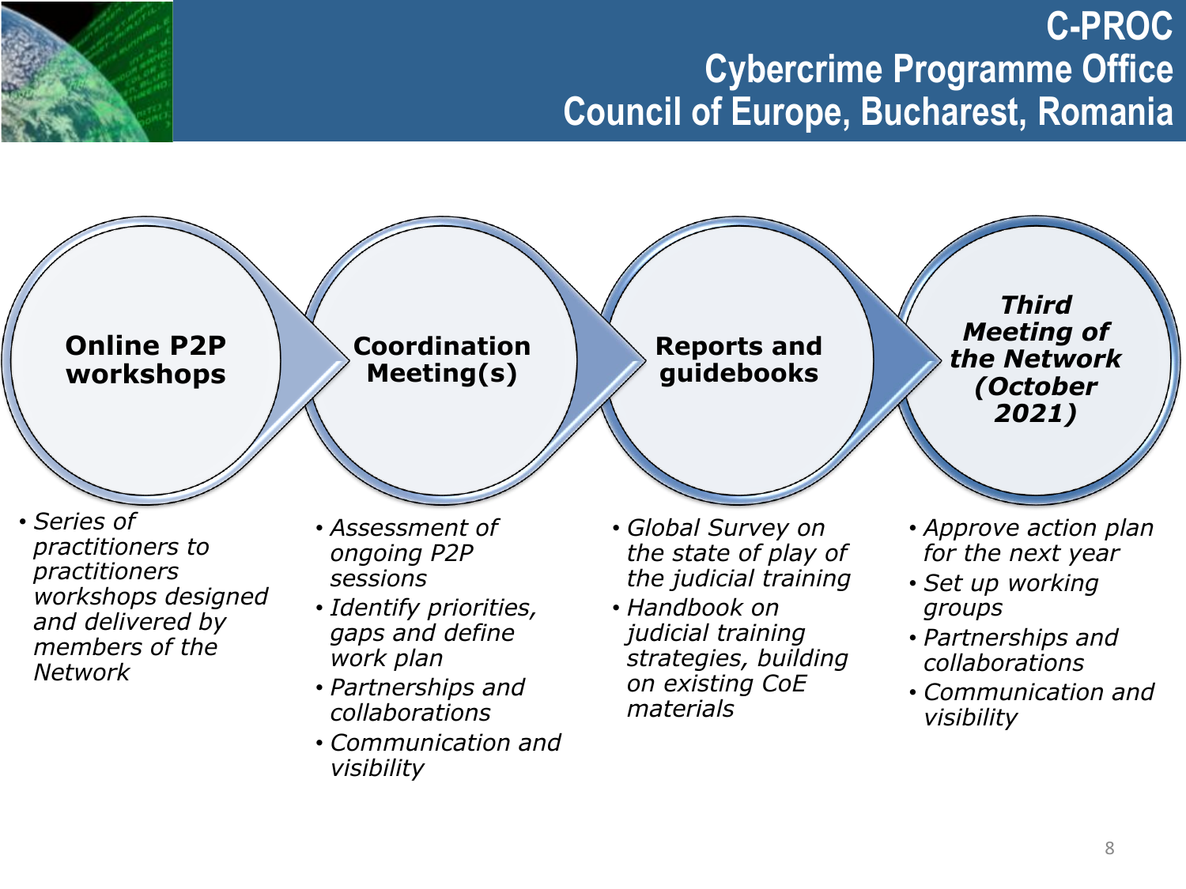# C-PROC
# Cybercrime Programme Office
# Council of Europe, Bucharest, Romania

### Online P2P workshops

- *Series of practitioners to practitioners workshops designed and delivered by members of the Network*

### Coordination Meeting(s)

- *Assessment of ongoing P2P sessions*
- *Identify priorities, gaps and define work plan*
- *Partnerships and collaborations*
- *Communication and visibility*

### Reports and guidebooks

- *Global Survey on the state of play of the judicial training*
- *Handbook on judicial training strategies, building on existing CoE materials*

### *Third Meeting of the Network (October 2021)*

- *Approve action plan for the next year*
- *Set up working groups*
- *Partnerships and collaborations*
- *Communication and visibility*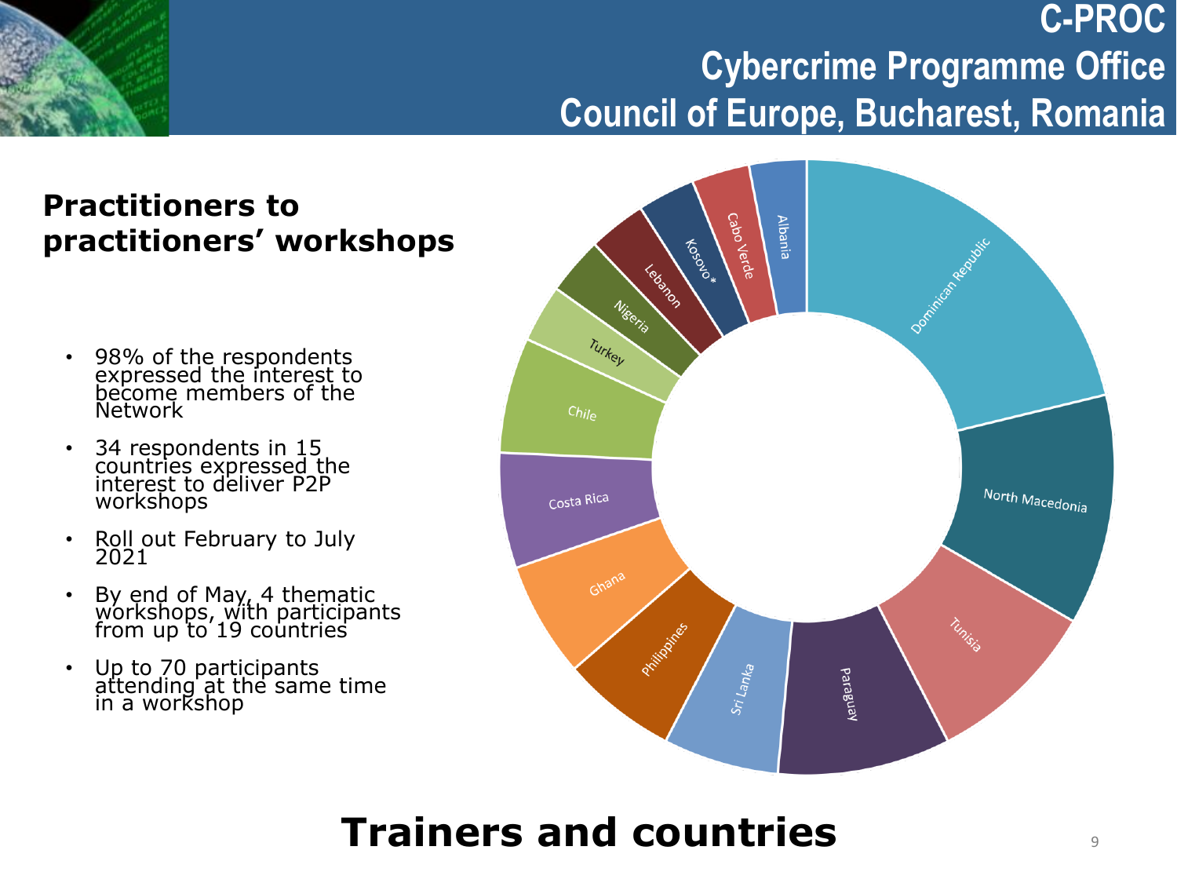C-PROC
Cybercrime Programme Office
Council of Europe, Bucharest, Romania

## Practitioners to practitioners' workshops

- 98% of the respondents expressed the interest to become members of the Network
- 34 respondents in 15 countries expressed the interest to deliver P2P workshops
- Roll out February to July 2021
- By end of May, 4 thematic workshops, with participants from up to 19 countries
- Up to 70 participants attending at the same time in a workshop

Dominican Republic, North Macedonia, Tunisia, Paraguay, Sri Lanka, Philippines, Ghana, Costa Rica, Chile, Turkey, Nigeria, Lebanon, Kosovo*, Cabo Verde, Albania

## Trainers and countries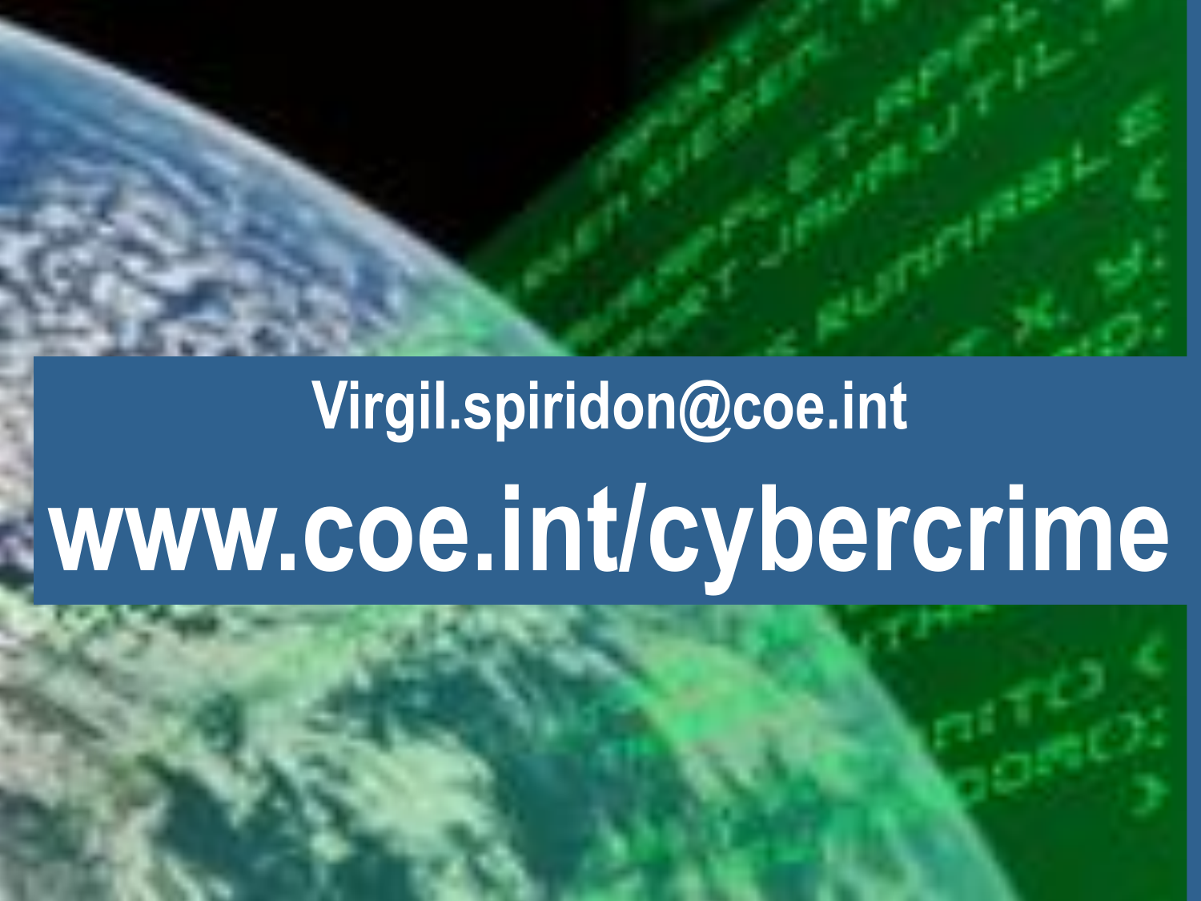Virgil.spiridon@coe.int

# www.coe.int/cybercrime